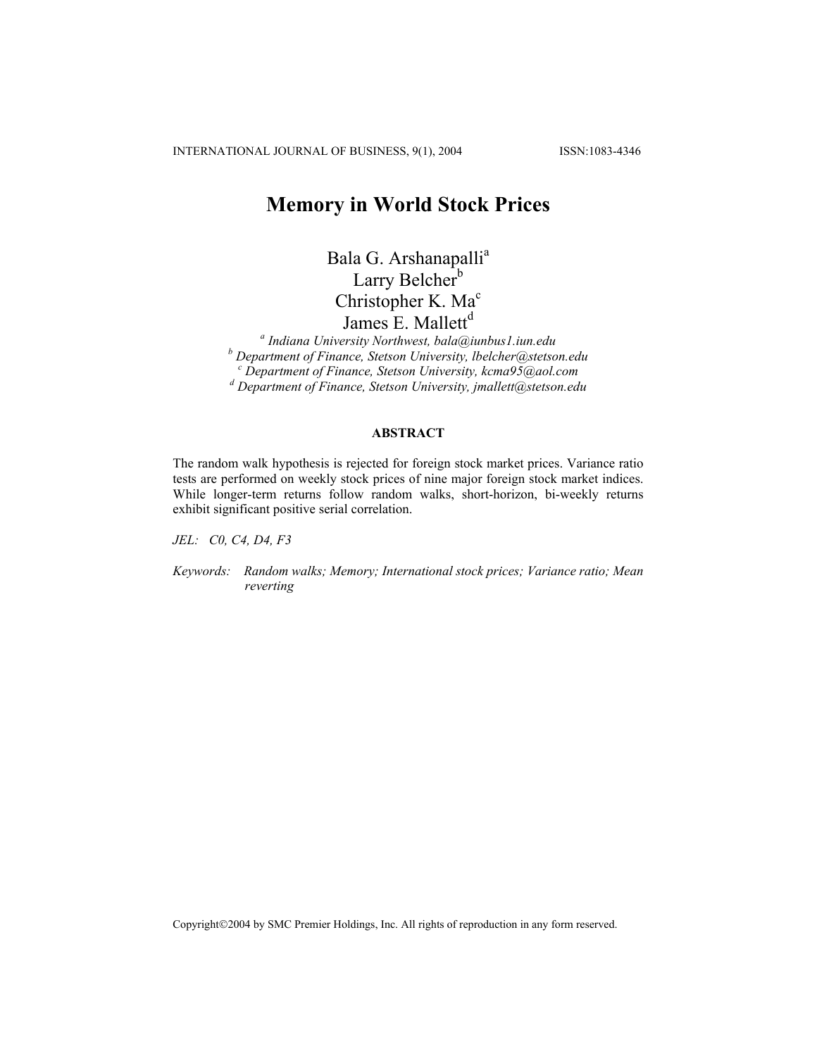# Memory in World Stock Prices

Bala G. Arshanapalli[a]
Larry Belcher[b]
Christopher K. Ma[c]
James E. Mallett[d]

*[a] Indiana University Northwest, bala@iunbus1.iun.edu*
*[b] Department of Finance, Stetson University, lbelcher@stetson.edu*
*[c] Department of Finance, Stetson University, kcma95@aol.com*
*[d] Department of Finance, Stetson University, jmallett@stetson.edu*

**ABSTRACT**

The random walk hypothesis is rejected for foreign stock market prices. Variance ratio tests are performed on weekly stock prices of nine major foreign stock market indices. While longer-term returns follow random walks, short-horizon, bi-weekly returns exhibit significant positive serial correlation.

*JEL:* *C0, C4, D4, F3*

*Keywords:* *Random walks; Memory; International stock prices; Variance ratio; Mean reverting*

Copyright©2004 by SMC Premier Holdings, Inc. All rights of reproduction in any form reserved.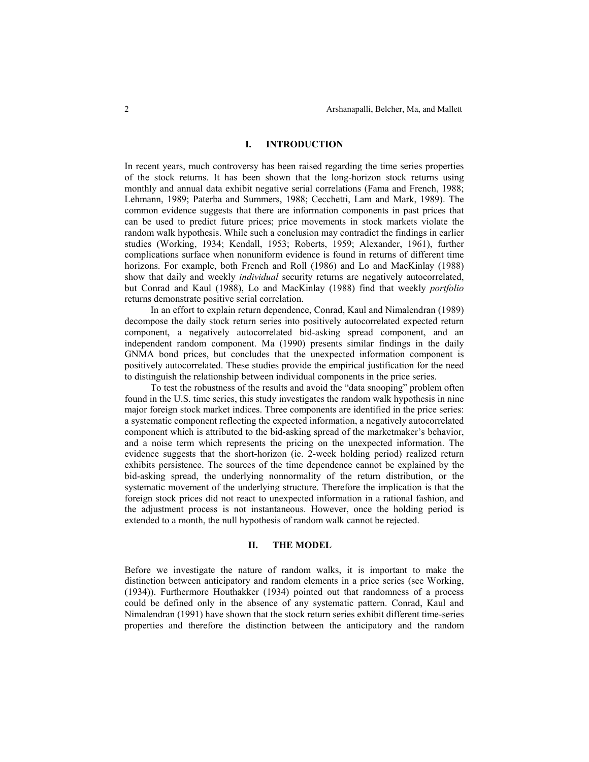## I. INTRODUCTION

In recent years, much controversy has been raised regarding the time series properties of the stock returns. It has been shown that the long-horizon stock returns using monthly and annual data exhibit negative serial correlations (Fama and French, 1988; Lehmann, 1989; Paterba and Summers, 1988; Cecchetti, Lam and Mark, 1989). The common evidence suggests that there are information components in past prices that can be used to predict future prices; price movements in stock markets violate the random walk hypothesis. While such a conclusion may contradict the findings in earlier studies (Working, 1934; Kendall, 1953; Roberts, 1959; Alexander, 1961), further complications surface when nonuniform evidence is found in returns of different time horizons. For example, both French and Roll (1986) and Lo and MacKinlay (1988) show that daily and weekly *individual* security returns are negatively autocorrelated, but Conrad and Kaul (1988), Lo and MacKinlay (1988) find that weekly *portfolio* returns demonstrate positive serial correlation.

In an effort to explain return dependence, Conrad, Kaul and Nimalendran (1989) decompose the daily stock return series into positively autocorrelated expected return component, a negatively autocorrelated bid-asking spread component, and an independent random component. Ma (1990) presents similar findings in the daily GNMA bond prices, but concludes that the unexpected information component is positively autocorrelated. These studies provide the empirical justification for the need to distinguish the relationship between individual components in the price series.

To test the robustness of the results and avoid the "data snooping" problem often found in the U.S. time series, this study investigates the random walk hypothesis in nine major foreign stock market indices. Three components are identified in the price series: a systematic component reflecting the expected information, a negatively autocorrelated component which is attributed to the bid-asking spread of the marketmaker's behavior, and a noise term which represents the pricing on the unexpected information. The evidence suggests that the short-horizon (ie. 2-week holding period) realized return exhibits persistence. The sources of the time dependence cannot be explained by the bid-asking spread, the underlying nonnormality of the return distribution, or the systematic movement of the underlying structure. Therefore the implication is that the foreign stock prices did not react to unexpected information in a rational fashion, and the adjustment process is not instantaneous. However, once the holding period is extended to a month, the null hypothesis of random walk cannot be rejected.

## II. THE MODEL

Before we investigate the nature of random walks, it is important to make the distinction between anticipatory and random elements in a price series (see Working, (1934)). Furthermore Houthakker (1934) pointed out that randomness of a process could be defined only in the absence of any systematic pattern. Conrad, Kaul and Nimalendran (1991) have shown that the stock return series exhibit different time-series properties and therefore the distinction between the anticipatory and the random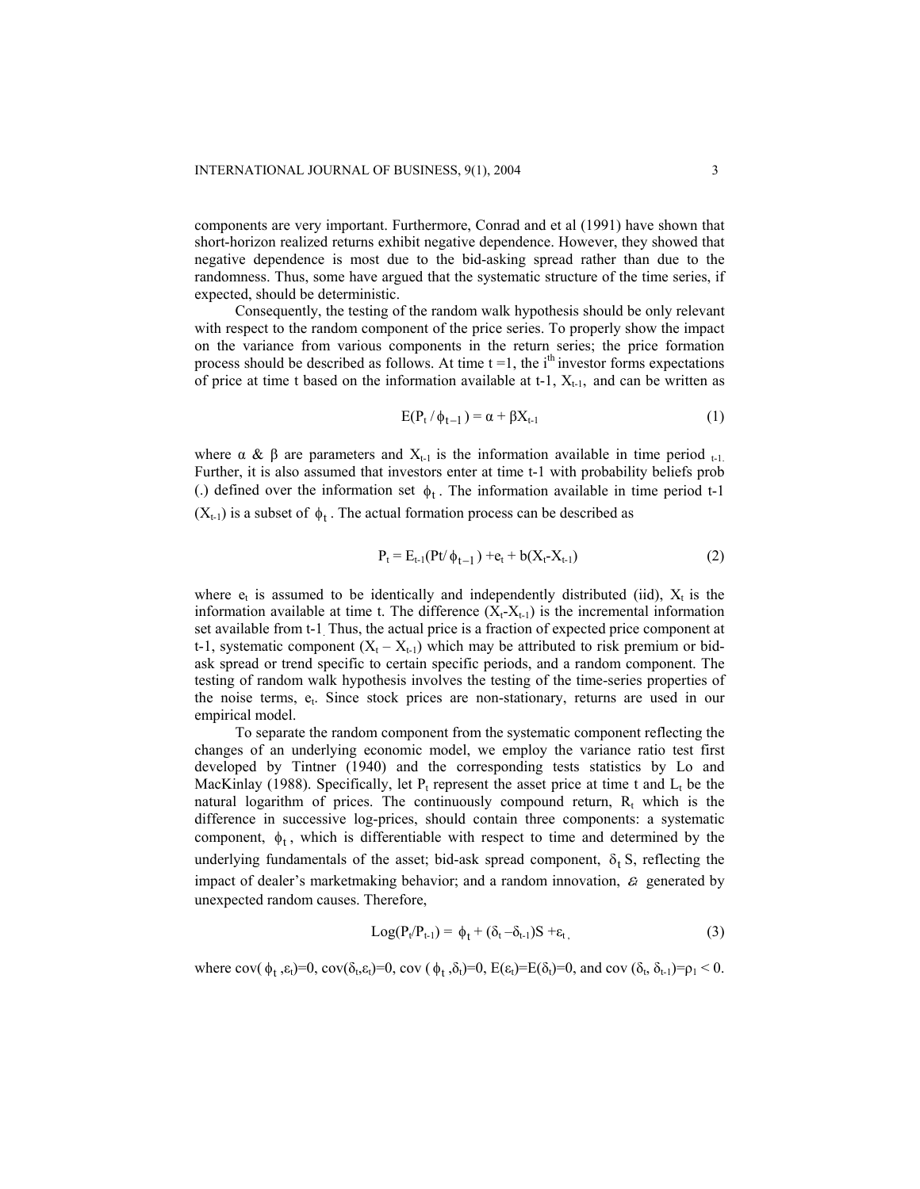components are very important. Furthermore, Conrad and et al (1991) have shown that short-horizon realized returns exhibit negative dependence. However, they showed that negative dependence is most due to the bid-asking spread rather than due to the randomness. Thus, some have argued that the systematic structure of the time series, if expected, should be deterministic.

Consequently, the testing of the random walk hypothesis should be only relevant with respect to the random component of the price series. To properly show the impact on the variance from various components in the return series; the price formation process should be described as follows. At time t =1, the i[th] investor forms expectations of price at time t based on the information available at t-1, $X_{t-1}$, and can be written as

$$E(P_t / \phi_{t-1}) = \alpha + \beta X_{t-1} \tag{1}$$

where $\alpha$ & $\beta$ are parameters and $X_{t-1}$ is the information available in time period $_{t-1.}$ Further, it is also assumed that investors enter at time t-1 with probability beliefs prob (.) defined over the information set $\phi_t$. The information available in time period t-1 ($X_{t-1}$) is a subset of $\phi_t$. The actual formation process can be described as

$$P_t = E_{t-1}(Pt/ \phi_{t-1}) + e_t + b(X_t - X_{t-1}) \tag{2}$$

where $e_t$ is assumed to be identically and independently distributed (iid), $X_t$ is the information available at time t. The difference ($X_t$-$X_{t-1}$) is the incremental information set available from t-1. Thus, the actual price is a fraction of expected price component at t-1, systematic component ($X_t$ – $X_{t-1}$) which may be attributed to risk premium or bid-ask spread or trend specific to certain specific periods, and a random component. The testing of random walk hypothesis involves the testing of the time-series properties of the noise terms, $e_t$. Since stock prices are non-stationary, returns are used in our empirical model.

To separate the random component from the systematic component reflecting the changes of an underlying economic model, we employ the variance ratio test first developed by Tintner (1940) and the corresponding tests statistics by Lo and MacKinlay (1988). Specifically, let $P_t$ represent the asset price at time t and $L_t$ be the natural logarithm of prices. The continuously compound return, $R_t$ which is the difference in successive log-prices, should contain three components: a systematic component, $\phi_t$, which is differentiable with respect to time and determined by the underlying fundamentals of the asset; bid-ask spread component, $\delta_t$ S, reflecting the impact of dealer's marketmaking behavior; and a random innovation, $\varepsilon_t$ generated by unexpected random causes. Therefore,

$$Log(P_t/P_{t-1}) = \phi_t + (\delta_t - \delta_{t-1})S + \varepsilon_t, \tag{3}$$

where cov( $\phi_t$ ,$\varepsilon_t$)=0, cov($\delta_t$,$\varepsilon_t$)=0, cov ( $\phi_t$ ,$\delta_t$)=0, E($\varepsilon_t$)=E($\delta_t$)=0, and cov ($\delta_t$, $\delta_{t-1}$)=$\rho_1$ < 0.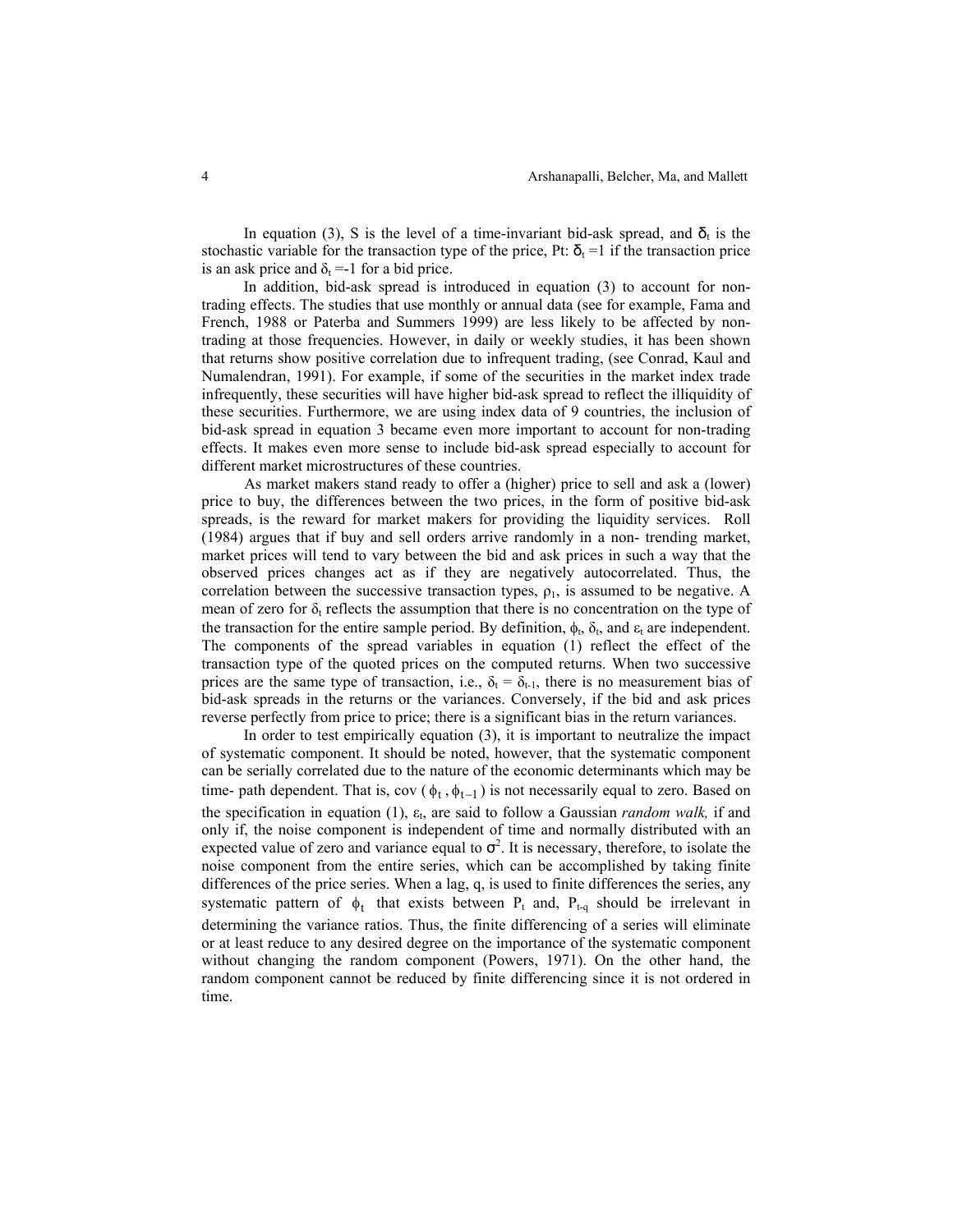In equation (3), S is the level of a time-invariant bid-ask spread, and $\delta_t$ is the stochastic variable for the transaction type of the price, Pt: $\delta_t = 1$ if the transaction price is an ask price and $\delta_t = -1$ for a bid price.

In addition, bid-ask spread is introduced in equation (3) to account for non-trading effects. The studies that use monthly or annual data (see for example, Fama and French, 1988 or Paterba and Summers 1999) are less likely to be affected by non-trading at those frequencies. However, in daily or weekly studies, it has been shown that returns show positive correlation due to infrequent trading, (see Conrad, Kaul and Numalendran, 1991). For example, if some of the securities in the market index trade infrequently, these securities will have higher bid-ask spread to reflect the illiquidity of these securities. Furthermore, we are using index data of 9 countries, the inclusion of bid-ask spread in equation 3 became even more important to account for non-trading effects. It makes even more sense to include bid-ask spread especially to account for different market microstructures of these countries.

As market makers stand ready to offer a (higher) price to sell and ask a (lower) price to buy, the differences between the two prices, in the form of positive bid-ask spreads, is the reward for market makers for providing the liquidity services. Roll (1984) argues that if buy and sell orders arrive randomly in a non- trending market, market prices will tend to vary between the bid and ask prices in such a way that the observed prices changes act as if they are negatively autocorrelated. Thus, the correlation between the successive transaction types, $\rho_1$, is assumed to be negative. A mean of zero for $\delta_t$ reflects the assumption that there is no concentration on the type of the transaction for the entire sample period. By definition, $\phi_t$, $\delta_t$, and $\varepsilon_t$ are independent. The components of the spread variables in equation (1) reflect the effect of the transaction type of the quoted prices on the computed returns. When two successive prices are the same type of transaction, i.e., $\delta_t = \delta_{t-1}$, there is no measurement bias of bid-ask spreads in the returns or the variances. Conversely, if the bid and ask prices reverse perfectly from price to price; there is a significant bias in the return variances.

In order to test empirically equation (3), it is important to neutralize the impact of systematic component. It should be noted, however, that the systematic component can be serially correlated due to the nature of the economic determinants which may be time- path dependent. That is, cov $(\phi_t, \phi_{t-1})$ is not necessarily equal to zero. Based on the specification in equation (1), $\varepsilon_t$, are said to follow a Gaussian *random walk,* if and only if, the noise component is independent of time and normally distributed with an expected value of zero and variance equal to $\sigma^2$. It is necessary, therefore, to isolate the noise component from the entire series, which can be accomplished by taking finite differences of the price series. When a lag, q, is used to finite differences the series, any systematic pattern of $\phi_t$ that exists between $P_t$ and, $P_{t-q}$ should be irrelevant in determining the variance ratios. Thus, the finite differencing of a series will eliminate or at least reduce to any desired degree on the importance of the systematic component without changing the random component (Powers, 1971). On the other hand, the random component cannot be reduced by finite differencing since it is not ordered in time.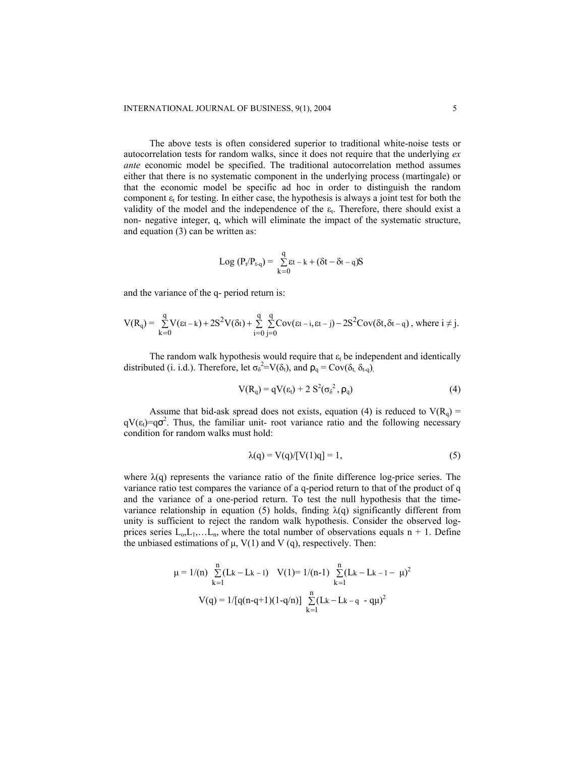The above tests is often considered superior to traditional white-noise tests or autocorrelation tests for random walks, since it does not require that the underlying *ex ante* economic model be specified. The traditional autocorrelation method assumes either that there is no systematic component in the underlying process (martingale) or that the economic model be specific ad hoc in order to distinguish the random component $\varepsilon_t$ for testing. In either case, the hypothesis is always a joint test for both the validity of the model and the independence of the $\varepsilon_t$. Therefore, there should exist a non- negative integer, q, which will eliminate the impact of the systematic structure, and equation (3) can be written as:

$$\text{Log}\,(P_t/P_{t-q}) = \sum_{k=0}^{q} \varepsilon_{t-k} + (\delta_t - \delta_{t-q})S$$

and the variance of the q- period return is:

$$V(R_q) = \sum_{k=0}^{q} V(\varepsilon_{t-k}) + 2S^2 V(\delta_t) + \sum_{i=0}^{q}\sum_{j=0}^{q} \text{Cov}(\varepsilon_{t-i}, \varepsilon_{t-j}) - 2S^2 \text{Cov}(\delta_t, \delta_{t-q}) \text{, where } i \neq j.$$

The random walk hypothesis would require that $\varepsilon_t$ be independent and identically distributed (i. i.d.). Therefore, let $\sigma_\delta^2 = V(\delta_t)$, and $\rho_q = \text{Cov}(\delta_t, \delta_{t-q})$,

$$V(R_q) = qV(\varepsilon_t) + 2\,S^2(\sigma_\delta^2, \rho_q) \tag{4}$$

Assume that bid-ask spread does not exists, equation (4) is reduced to $V(R_q) = qV(\varepsilon_t) = q\sigma^2$. Thus, the familiar unit- root variance ratio and the following necessary condition for random walks must hold:

$$\lambda(q) = V(q)/[V(1)q] = 1, \tag{5}$$

where $\lambda(q)$ represents the variance ratio of the finite difference log-price series. The variance ratio test compares the variance of a q-period return to that of the product of q and the variance of a one-period return. To test the null hypothesis that the time-variance relationship in equation (5) holds, finding $\lambda(q)$ significantly different from unity is sufficient to reject the random walk hypothesis. Consider the observed log-prices series $L_0, L_1, \ldots L_n$, where the total number of observations equals n + 1. Define the unbiased estimations of $\mu$, V(1) and V (q), respectively. Then:

$$\mu = 1/(n) \sum_{k=1}^{n} (L_k - L_{k-1}) \quad V(1) = 1/(n\text{-}1) \sum_{k=1}^{n} (L_k - L_{k-1} - \mu)^2$$

$$V(q) = 1/[q(n\text{-}q\text{+}1)(1\text{-}q/n)] \sum_{k=1}^{n} (L_k - L_{k-q} - q\mu)^2$$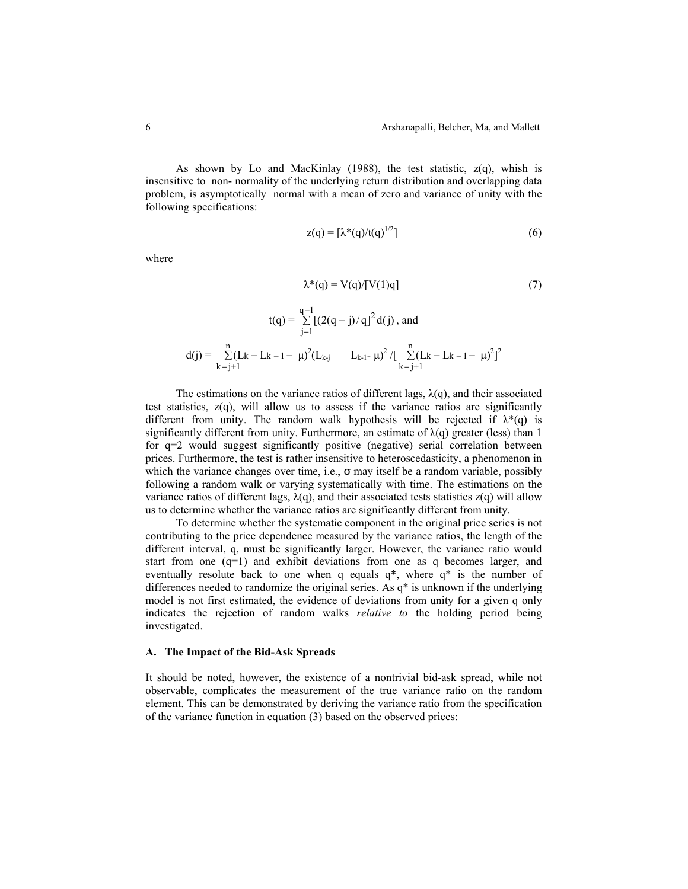As shown by Lo and MacKinlay (1988), the test statistic, $z(q)$, whish is insensitive to non- normality of the underlying return distribution and overlapping data problem, is asymptotically normal with a mean of zero and variance of unity with the following specifications:

$$z(q) = [\lambda^*(q)/t(q)^{1/2}] \tag{6}$$

where

$$\lambda^*(q) = V(q)/[V(1)q] \tag{7}$$

$$t(q) = \sum_{j=1}^{q-1} [(2(q-j)/q]^2 d(j)\text{, and}$$

$$d(j) = \sum_{k=j+1}^{n} (L_k - L_{k-1} - \mu)^2 (L_{k-j} - L_{k-1} - \mu)^2 / [\sum_{k=j+1}^{n} (L_k - L_{k-1} - \mu)^2]^2$$

The estimations on the variance ratios of different lags, $\lambda(q)$, and their associated test statistics, $z(q)$, will allow us to assess if the variance ratios are significantly different from unity. The random walk hypothesis will be rejected if $\lambda^*(q)$ is significantly different from unity. Furthermore, an estimate of $\lambda(q)$ greater (less) than 1 for $q=2$ would suggest significantly positive (negative) serial correlation between prices. Furthermore, the test is rather insensitive to heteroscedasticity, a phenomenon in which the variance changes over time, i.e., $\sigma$ may itself be a random variable, possibly following a random walk or varying systematically with time. The estimations on the variance ratios of different lags, $\lambda(q)$, and their associated tests statistics $z(q)$ will allow us to determine whether the variance ratios are significantly different from unity.

To determine whether the systematic component in the original price series is not contributing to the price dependence measured by the variance ratios, the length of the different interval, q, must be significantly larger. However, the variance ratio would start from one ($q=1$) and exhibit deviations from one as q becomes larger, and eventually resolute back to one when q equals $q^*$, where $q^*$ is the number of differences needed to randomize the original series. As $q^*$ is unknown if the underlying model is not first estimated, the evidence of deviations from unity for a given q only indicates the rejection of random walks *relative to* the holding period being investigated.

### A. The Impact of the Bid-Ask Spreads

It should be noted, however, the existence of a nontrivial bid-ask spread, while not observable, complicates the measurement of the true variance ratio on the random element. This can be demonstrated by deriving the variance ratio from the specification of the variance function in equation (3) based on the observed prices: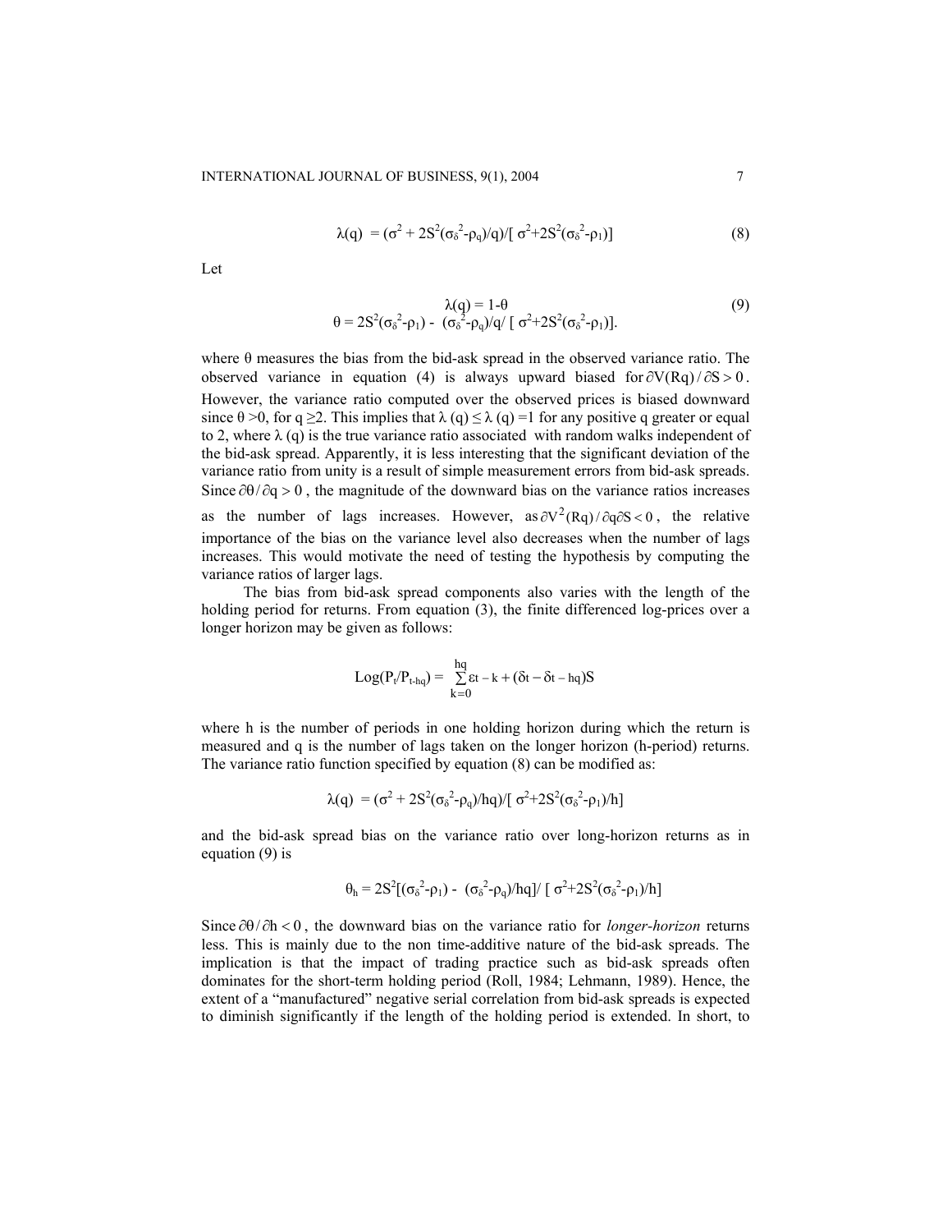$$\lambda(q) = (\sigma^2 + 2S^2(\sigma_\delta^2 - \rho_q)/q)/[\sigma^2 + 2S^2(\sigma_\delta^2 - \rho_1)] \tag{8}$$

Let

$$\lambda(q) = 1 - \theta \tag{9}$$

$$\theta = 2S^2(\sigma_\delta^2 - \rho_1) - (\sigma_\delta^2 - \rho_q)/q/[\sigma^2 + 2S^2(\sigma_\delta^2 - \rho_1)].$$

where θ measures the bias from the bid-ask spread in the observed variance ratio. The observed variance in equation (4) is always upward biased for $\partial V(Rq)/\partial S > 0$. However, the variance ratio computed over the observed prices is biased downward since $\theta > 0$, for $q \geq 2$. This implies that $\lambda(q) \leq \lambda(q) = 1$ for any positive q greater or equal to 2, where $\lambda(q)$ is the true variance ratio associated with random walks independent of the bid-ask spread. Apparently, it is less interesting that the significant deviation of the variance ratio from unity is a result of simple measurement errors from bid-ask spreads. Since $\partial\theta/\partial q > 0$, the magnitude of the downward bias on the variance ratios increases as the number of lags increases. However, as $\partial V^2(Rq)/\partial q\partial S < 0$, the relative importance of the bias on the variance level also decreases when the number of lags increases. This would motivate the need of testing the hypothesis by computing the variance ratios of larger lags.

The bias from bid-ask spread components also varies with the length of the holding period for returns. From equation (3), the finite differenced log-prices over a longer horizon may be given as follows:

$$\text{Log}(P_t/P_{t-hq}) = \sum_{k=0}^{hq} \varepsilon_{t-k} + (\delta_t - \delta_{t-hq})S$$

where h is the number of periods in one holding horizon during which the return is measured and q is the number of lags taken on the longer horizon (h-period) returns. The variance ratio function specified by equation (8) can be modified as:

$$\lambda(q) = (\sigma^2 + 2S^2(\sigma_\delta^2 - \rho_q)/hq)/[\sigma^2 + 2S^2(\sigma_\delta^2 - \rho_1)/h]$$

and the bid-ask spread bias on the variance ratio over long-horizon returns as in equation (9) is

$$\theta_h = 2S^2[(\sigma_\delta^2 - \rho_1) - (\sigma_\delta^2 - \rho_q)/hq]/[\sigma^2 + 2S^2(\sigma_\delta^2 - \rho_1)/h]$$

Since $\partial\theta/\partial h < 0$, the downward bias on the variance ratio for *longer-horizon* returns less. This is mainly due to the non time-additive nature of the bid-ask spreads. The implication is that the impact of trading practice such as bid-ask spreads often dominates for the short-term holding period (Roll, 1984; Lehmann, 1989). Hence, the extent of a "manufactured" negative serial correlation from bid-ask spreads is expected to diminish significantly if the length of the holding period is extended. In short, to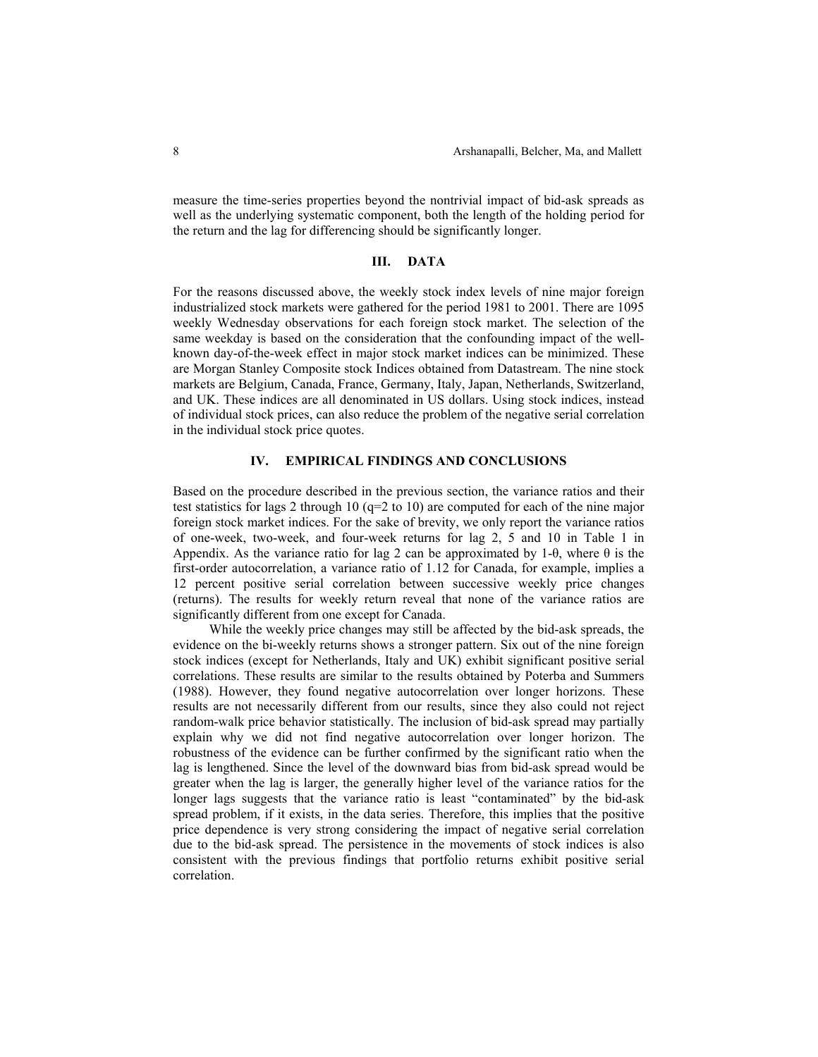measure the time-series properties beyond the nontrivial impact of bid-ask spreads as well as the underlying systematic component, both the length of the holding period for the return and the lag for differencing should be significantly longer.

## III. DATA

For the reasons discussed above, the weekly stock index levels of nine major foreign industrialized stock markets were gathered for the period 1981 to 2001. There are 1095 weekly Wednesday observations for each foreign stock market. The selection of the same weekday is based on the consideration that the confounding impact of the well-known day-of-the-week effect in major stock market indices can be minimized. These are Morgan Stanley Composite stock Indices obtained from Datastream. The nine stock markets are Belgium, Canada, France, Germany, Italy, Japan, Netherlands, Switzerland, and UK. These indices are all denominated in US dollars. Using stock indices, instead of individual stock prices, can also reduce the problem of the negative serial correlation in the individual stock price quotes.

## IV. EMPIRICAL FINDINGS AND CONCLUSIONS

Based on the procedure described in the previous section, the variance ratios and their test statistics for lags 2 through 10 ($q=2$ to 10) are computed for each of the nine major foreign stock market indices. For the sake of brevity, we only report the variance ratios of one-week, two-week, and four-week returns for lag 2, 5 and 10 in Table 1 in Appendix. As the variance ratio for lag 2 can be approximated by $1-\theta$, where $\theta$ is the first-order autocorrelation, a variance ratio of 1.12 for Canada, for example, implies a 12 percent positive serial correlation between successive weekly price changes (returns). The results for weekly return reveal that none of the variance ratios are significantly different from one except for Canada.

While the weekly price changes may still be affected by the bid-ask spreads, the evidence on the bi-weekly returns shows a stronger pattern. Six out of the nine foreign stock indices (except for Netherlands, Italy and UK) exhibit significant positive serial correlations. These results are similar to the results obtained by Poterba and Summers (1988). However, they found negative autocorrelation over longer horizons. These results are not necessarily different from our results, since they also could not reject random-walk price behavior statistically. The inclusion of bid-ask spread may partially explain why we did not find negative autocorrelation over longer horizon. The robustness of the evidence can be further confirmed by the significant ratio when the lag is lengthened. Since the level of the downward bias from bid-ask spread would be greater when the lag is larger, the generally higher level of the variance ratios for the longer lags suggests that the variance ratio is least "contaminated" by the bid-ask spread problem, if it exists, in the data series. Therefore, this implies that the positive price dependence is very strong considering the impact of negative serial correlation due to the bid-ask spread. The persistence in the movements of stock indices is also consistent with the previous findings that portfolio returns exhibit positive serial correlation.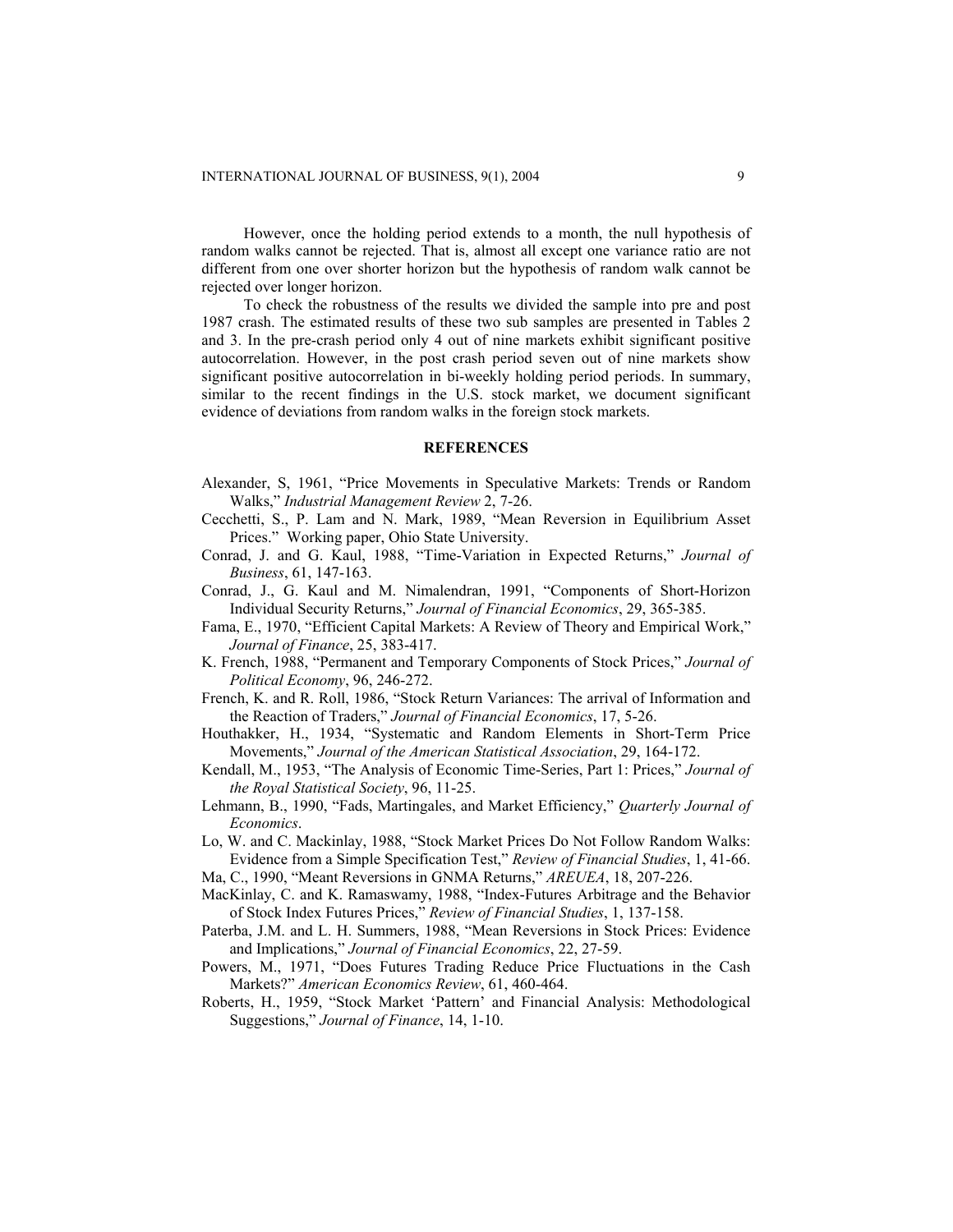However, once the holding period extends to a month, the null hypothesis of random walks cannot be rejected. That is, almost all except one variance ratio are not different from one over shorter horizon but the hypothesis of random walk cannot be rejected over longer horizon.

To check the robustness of the results we divided the sample into pre and post 1987 crash. The estimated results of these two sub samples are presented in Tables 2 and 3. In the pre-crash period only 4 out of nine markets exhibit significant positive autocorrelation. However, in the post crash period seven out of nine markets show significant positive autocorrelation in bi-weekly holding period periods. In summary, similar to the recent findings in the U.S. stock market, we document significant evidence of deviations from random walks in the foreign stock markets.

## REFERENCES

Alexander, S, 1961, "Price Movements in Speculative Markets: Trends or Random Walks," *Industrial Management Review* 2, 7-26.

Cecchetti, S., P. Lam and N. Mark, 1989, "Mean Reversion in Equilibrium Asset Prices." Working paper, Ohio State University.

Conrad, J. and G. Kaul, 1988, "Time-Variation in Expected Returns," *Journal of Business*, 61, 147-163.

Conrad, J., G. Kaul and M. Nimalendran, 1991, "Components of Short-Horizon Individual Security Returns," *Journal of Financial Economics*, 29, 365-385.

Fama, E., 1970, "Efficient Capital Markets: A Review of Theory and Empirical Work," *Journal of Finance*, 25, 383-417.

K. French, 1988, "Permanent and Temporary Components of Stock Prices," *Journal of Political Economy*, 96, 246-272.

French, K. and R. Roll, 1986, "Stock Return Variances: The arrival of Information and the Reaction of Traders," *Journal of Financial Economics*, 17, 5-26.

Houthakker, H., 1934, "Systematic and Random Elements in Short-Term Price Movements," *Journal of the American Statistical Association*, 29, 164-172.

Kendall, M., 1953, "The Analysis of Economic Time-Series, Part 1: Prices," *Journal of the Royal Statistical Society*, 96, 11-25.

Lehmann, B., 1990, "Fads, Martingales, and Market Efficiency," *Quarterly Journal of Economics*.

Lo, W. and C. Mackinlay, 1988, "Stock Market Prices Do Not Follow Random Walks: Evidence from a Simple Specification Test," *Review of Financial Studies*, 1, 41-66.

Ma, C., 1990, "Meant Reversions in GNMA Returns," *AREUEA*, 18, 207-226.

MacKinlay, C. and K. Ramaswamy, 1988, "Index-Futures Arbitrage and the Behavior of Stock Index Futures Prices," *Review of Financial Studies*, 1, 137-158.

Paterba, J.M. and L. H. Summers, 1988, "Mean Reversions in Stock Prices: Evidence and Implications," *Journal of Financial Economics*, 22, 27-59.

Powers, M., 1971, "Does Futures Trading Reduce Price Fluctuations in the Cash Markets?" *American Economics Review*, 61, 460-464.

Roberts, H., 1959, "Stock Market 'Pattern' and Financial Analysis: Methodological Suggestions," *Journal of Finance*, 14, 1-10.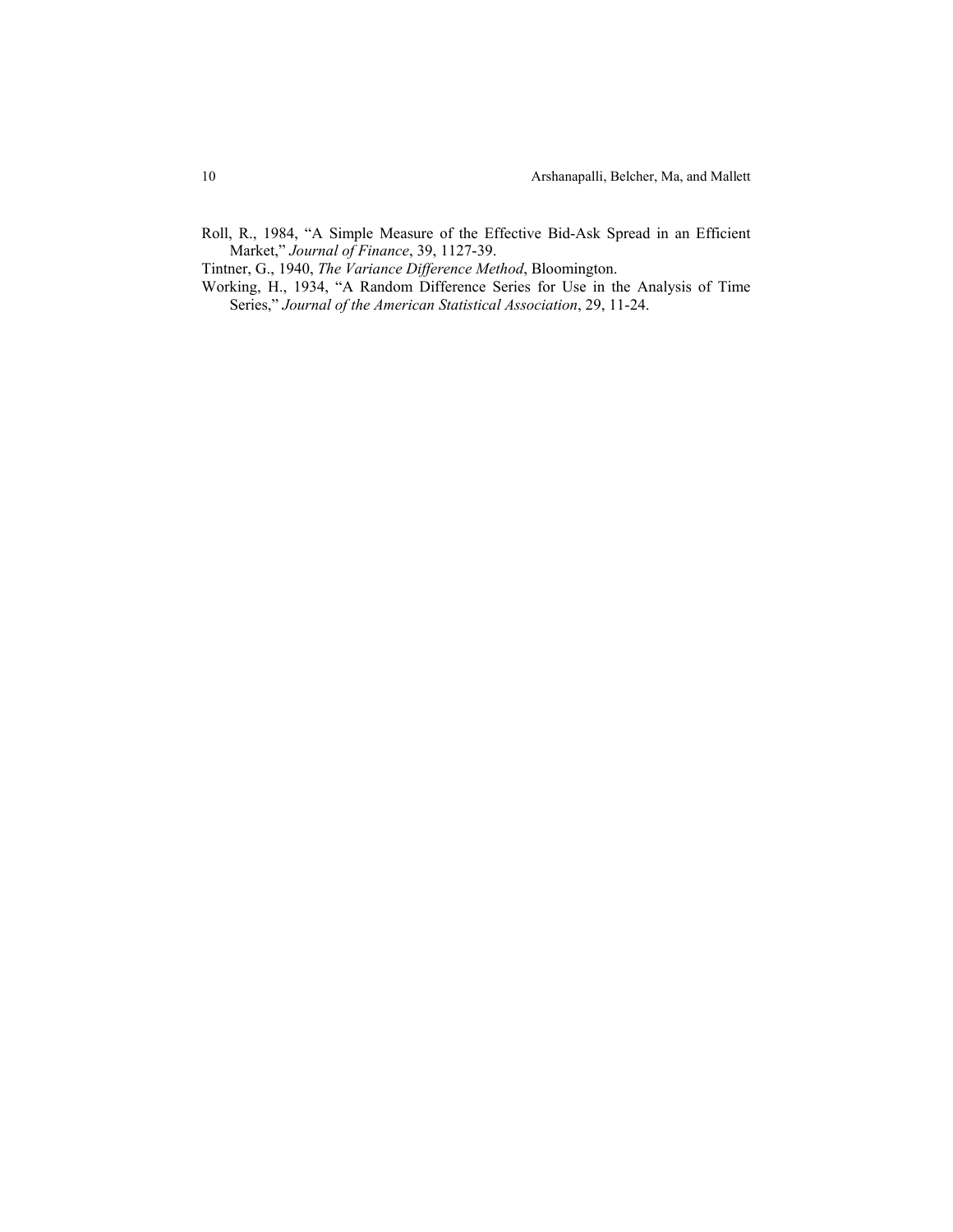Roll, R., 1984, "A Simple Measure of the Effective Bid-Ask Spread in an Efficient Market," *Journal of Finance*, 39, 1127-39.

Tintner, G., 1940, *The Variance Difference Method*, Bloomington.

Working, H., 1934, "A Random Difference Series for Use in the Analysis of Time Series," *Journal of the American Statistical Association*, 29, 11-24.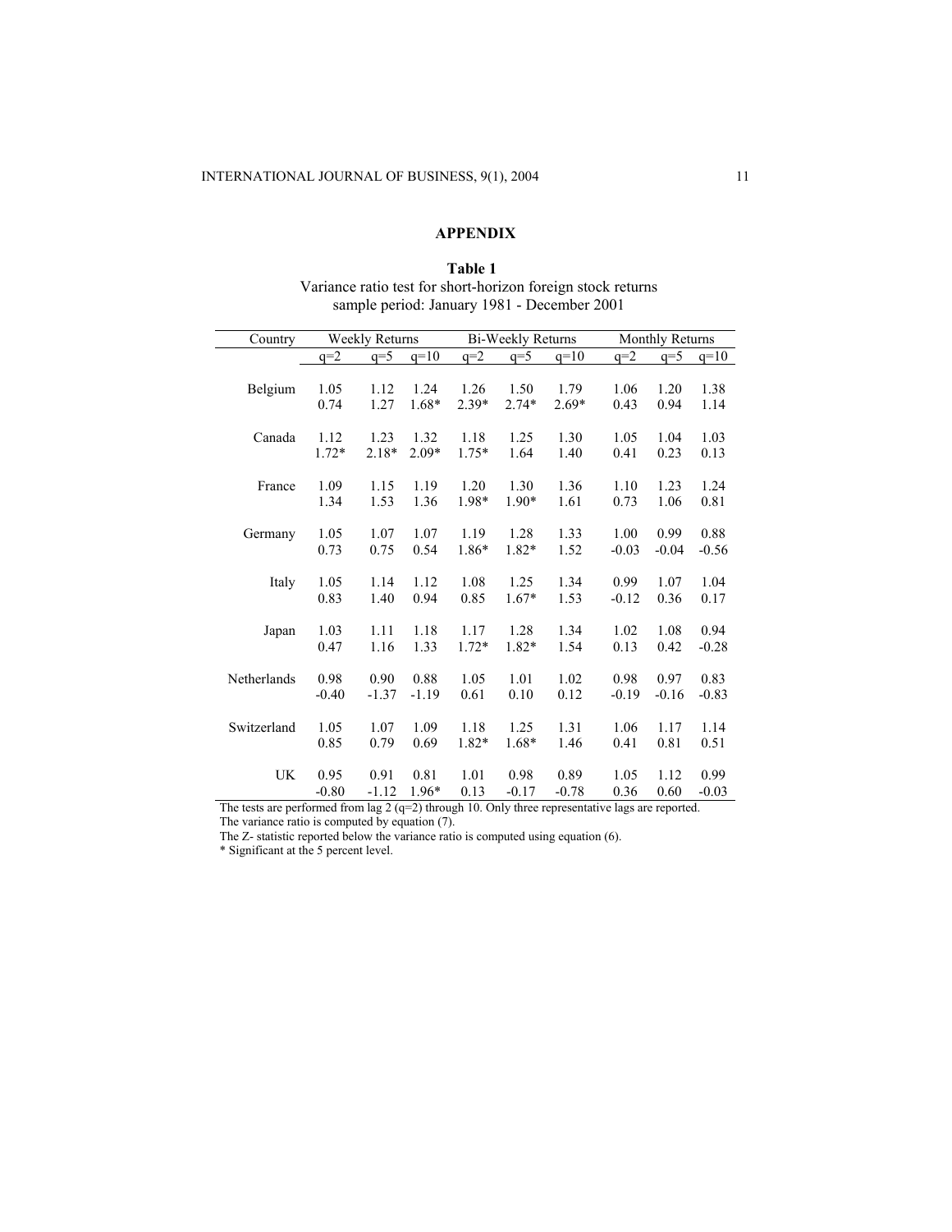## APPENDIX

**Table 1**
Variance ratio test for short-horizon foreign stock returns
sample period: January 1981 - December 2001

| Country | Weekly Returns | | | Bi-Weekly Returns | | | Monthly Returns | | |
|---|---|---|---|---|---|---|---|---|---|
| | q=2 | q=5 | q=10 | q=2 | q=5 | q=10 | q=2 | q=5 | q=10 |
| Belgium | 1.05 | 1.12 | 1.24 | 1.26 | 1.50 | 1.79 | 1.06 | 1.20 | 1.38 |
| | 0.74 | 1.27 | 1.68* | 2.39* | 2.74* | 2.69* | 0.43 | 0.94 | 1.14 |
| Canada | 1.12 | 1.23 | 1.32 | 1.18 | 1.25 | 1.30 | 1.05 | 1.04 | 1.03 |
| | 1.72* | 2.18* | 2.09* | 1.75* | 1.64 | 1.40 | 0.41 | 0.23 | 0.13 |
| France | 1.09 | 1.15 | 1.19 | 1.20 | 1.30 | 1.36 | 1.10 | 1.23 | 1.24 |
| | 1.34 | 1.53 | 1.36 | 1.98* | 1.90* | 1.61 | 0.73 | 1.06 | 0.81 |
| Germany | 1.05 | 1.07 | 1.07 | 1.19 | 1.28 | 1.33 | 1.00 | 0.99 | 0.88 |
| | 0.73 | 0.75 | 0.54 | 1.86* | 1.82* | 1.52 | -0.03 | -0.04 | -0.56 |
| Italy | 1.05 | 1.14 | 1.12 | 1.08 | 1.25 | 1.34 | 0.99 | 1.07 | 1.04 |
| | 0.83 | 1.40 | 0.94 | 0.85 | 1.67* | 1.53 | -0.12 | 0.36 | 0.17 |
| Japan | 1.03 | 1.11 | 1.18 | 1.17 | 1.28 | 1.34 | 1.02 | 1.08 | 0.94 |
| | 0.47 | 1.16 | 1.33 | 1.72* | 1.82* | 1.54 | 0.13 | 0.42 | -0.28 |
| Netherlands | 0.98 | 0.90 | 0.88 | 1.05 | 1.01 | 1.02 | 0.98 | 0.97 | 0.83 |
| | -0.40 | -1.37 | -1.19 | 0.61 | 0.10 | 0.12 | -0.19 | -0.16 | -0.83 |
| Switzerland | 1.05 | 1.07 | 1.09 | 1.18 | 1.25 | 1.31 | 1.06 | 1.17 | 1.14 |
| | 0.85 | 0.79 | 0.69 | 1.82* | 1.68* | 1.46 | 0.41 | 0.81 | 0.51 |
| UK | 0.95 | 0.91 | 0.81 | 1.01 | 0.98 | 0.89 | 1.05 | 1.12 | 0.99 |
| | -0.80 | -1.12 | 1.96* | 0.13 | -0.17 | -0.78 | 0.36 | 0.60 | -0.03 |

The tests are performed from lag 2 (q=2) through 10. Only three representative lags are reported.
The variance ratio is computed by equation (7).
The Z- statistic reported below the variance ratio is computed using equation (6).
* Significant at the 5 percent level.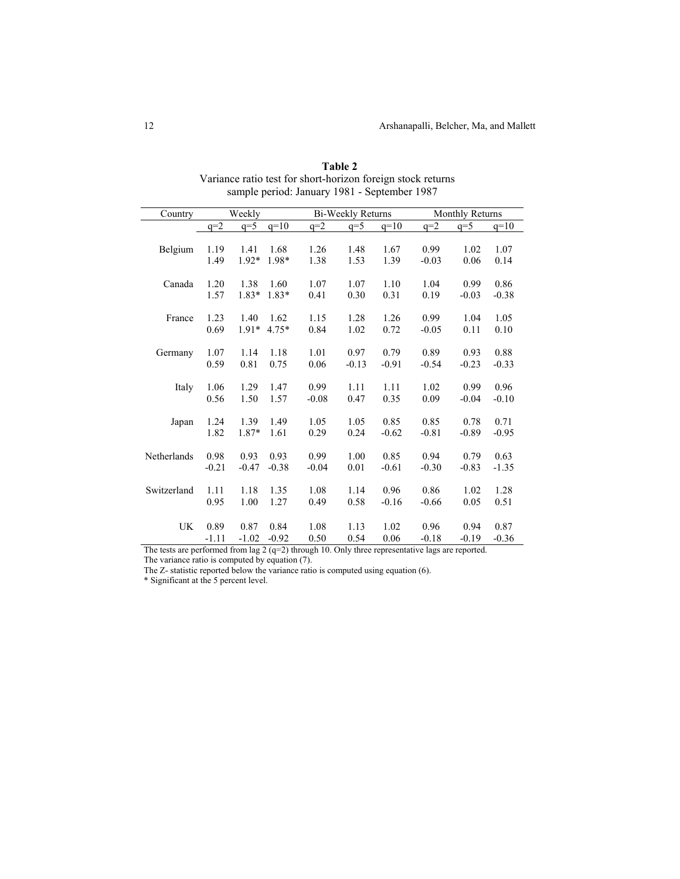**Table 2**
Variance ratio test for short-horizon foreign stock returns
sample period: January 1981 - September 1987

| Country | Weekly | | | Bi-Weekly Returns | | | Monthly Returns | | |
|---|---|---|---|---|---|---|---|---|---|
| | q=2 | q=5 | q=10 | q=2 | q=5 | q=10 | q=2 | q=5 | q=10 |
| Belgium | 1.19 | 1.41 | 1.68 | 1.26 | 1.48 | 1.67 | 0.99 | 1.02 | 1.07 |
| | 1.49 | 1.92* | 1.98* | 1.38 | 1.53 | 1.39 | -0.03 | 0.06 | 0.14 |
| Canada | 1.20 | 1.38 | 1.60 | 1.07 | 1.07 | 1.10 | 1.04 | 0.99 | 0.86 |
| | 1.57 | 1.83* | 1.83* | 0.41 | 0.30 | 0.31 | 0.19 | -0.03 | -0.38 |
| France | 1.23 | 1.40 | 1.62 | 1.15 | 1.28 | 1.26 | 0.99 | 1.04 | 1.05 |
| | 0.69 | 1.91* | 4.75* | 0.84 | 1.02 | 0.72 | -0.05 | 0.11 | 0.10 |
| Germany | 1.07 | 1.14 | 1.18 | 1.01 | 0.97 | 0.79 | 0.89 | 0.93 | 0.88 |
| | 0.59 | 0.81 | 0.75 | 0.06 | -0.13 | -0.91 | -0.54 | -0.23 | -0.33 |
| Italy | 1.06 | 1.29 | 1.47 | 0.99 | 1.11 | 1.11 | 1.02 | 0.99 | 0.96 |
| | 0.56 | 1.50 | 1.57 | -0.08 | 0.47 | 0.35 | 0.09 | -0.04 | -0.10 |
| Japan | 1.24 | 1.39 | 1.49 | 1.05 | 1.05 | 0.85 | 0.85 | 0.78 | 0.71 |
| | 1.82 | 1.87* | 1.61 | 0.29 | 0.24 | -0.62 | -0.81 | -0.89 | -0.95 |
| Netherlands | 0.98 | 0.93 | 0.93 | 0.99 | 1.00 | 0.85 | 0.94 | 0.79 | 0.63 |
| | -0.21 | -0.47 | -0.38 | -0.04 | 0.01 | -0.61 | -0.30 | -0.83 | -1.35 |
| Switzerland | 1.11 | 1.18 | 1.35 | 1.08 | 1.14 | 0.96 | 0.86 | 1.02 | 1.28 |
| | 0.95 | 1.00 | 1.27 | 0.49 | 0.58 | -0.16 | -0.66 | 0.05 | 0.51 |
| UK | 0.89 | 0.87 | 0.84 | 1.08 | 1.13 | 1.02 | 0.96 | 0.94 | 0.87 |
| | -1.11 | -1.02 | -0.92 | 0.50 | 0.54 | 0.06 | -0.18 | -0.19 | -0.36 |

The tests are performed from lag 2 (q=2) through 10. Only three representative lags are reported.
The variance ratio is computed by equation (7).
The Z- statistic reported below the variance ratio is computed using equation (6).
* Significant at the 5 percent level.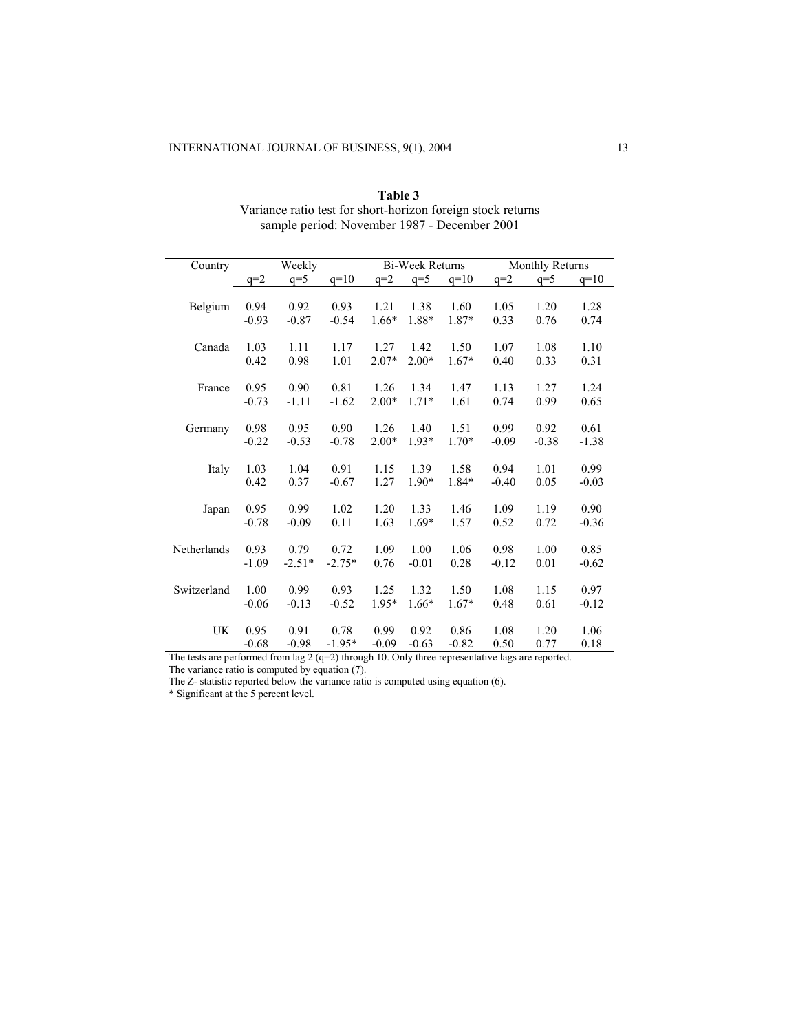**Table 3**
Variance ratio test for short-horizon foreign stock returns
sample period: November 1987 - December 2001

| Country | Weekly | | | Bi-Week Returns | | | Monthly Returns | | |
|---|---|---|---|---|---|---|---|---|---|
| | q=2 | q=5 | q=10 | q=2 | q=5 | q=10 | q=2 | q=5 | q=10 |
| Belgium | 0.94 | 0.92 | 0.93 | 1.21 | 1.38 | 1.60 | 1.05 | 1.20 | 1.28 |
| | -0.93 | -0.87 | -0.54 | 1.66* | 1.88* | 1.87* | 0.33 | 0.76 | 0.74 |
| Canada | 1.03 | 1.11 | 1.17 | 1.27 | 1.42 | 1.50 | 1.07 | 1.08 | 1.10 |
| | 0.42 | 0.98 | 1.01 | 2.07* | 2.00* | 1.67* | 0.40 | 0.33 | 0.31 |
| France | 0.95 | 0.90 | 0.81 | 1.26 | 1.34 | 1.47 | 1.13 | 1.27 | 1.24 |
| | -0.73 | -1.11 | -1.62 | 2.00* | 1.71* | 1.61 | 0.74 | 0.99 | 0.65 |
| Germany | 0.98 | 0.95 | 0.90 | 1.26 | 1.40 | 1.51 | 0.99 | 0.92 | 0.61 |
| | -0.22 | -0.53 | -0.78 | 2.00* | 1.93* | 1.70* | -0.09 | -0.38 | -1.38 |
| Italy | 1.03 | 1.04 | 0.91 | 1.15 | 1.39 | 1.58 | 0.94 | 1.01 | 0.99 |
| | 0.42 | 0.37 | -0.67 | 1.27 | 1.90* | 1.84* | -0.40 | 0.05 | -0.03 |
| Japan | 0.95 | 0.99 | 1.02 | 1.20 | 1.33 | 1.46 | 1.09 | 1.19 | 0.90 |
| | -0.78 | -0.09 | 0.11 | 1.63 | 1.69* | 1.57 | 0.52 | 0.72 | -0.36 |
| Netherlands | 0.93 | 0.79 | 0.72 | 1.09 | 1.00 | 1.06 | 0.98 | 1.00 | 0.85 |
| | -1.09 | -2.51* | -2.75* | 0.76 | -0.01 | 0.28 | -0.12 | 0.01 | -0.62 |
| Switzerland | 1.00 | 0.99 | 0.93 | 1.25 | 1.32 | 1.50 | 1.08 | 1.15 | 0.97 |
| | -0.06 | -0.13 | -0.52 | 1.95* | 1.66* | 1.67* | 0.48 | 0.61 | -0.12 |
| UK | 0.95 | 0.91 | 0.78 | 0.99 | 0.92 | 0.86 | 1.08 | 1.20 | 1.06 |
| | -0.68 | -0.98 | -1.95* | -0.09 | -0.63 | -0.82 | 0.50 | 0.77 | 0.18 |

The tests are performed from lag 2 (q=2) through 10. Only three representative lags are reported.
The variance ratio is computed by equation (7).
The Z- statistic reported below the variance ratio is computed using equation (6).
* Significant at the 5 percent level.